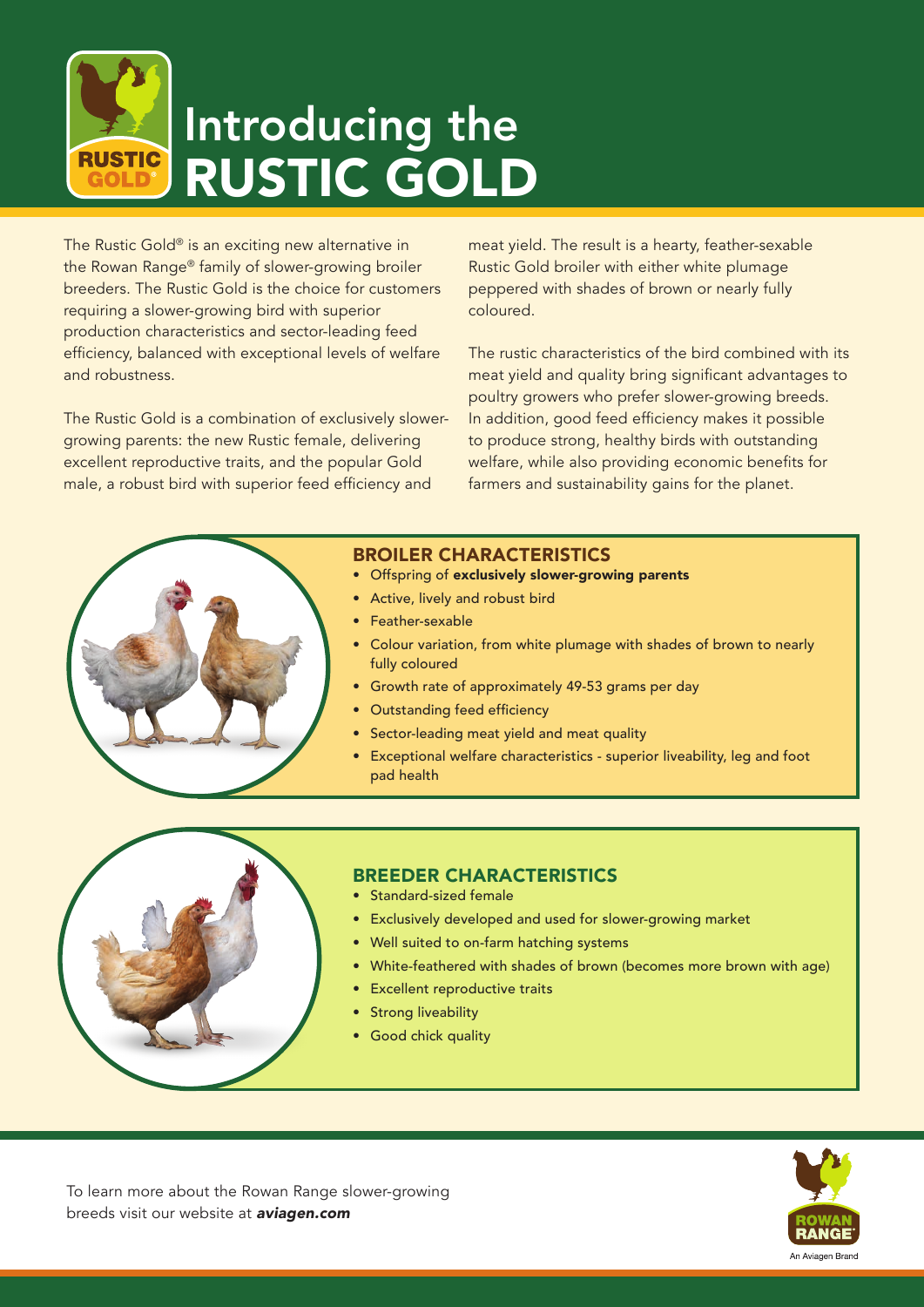# Introducing the RUSTIC GOLD

The Rustic Gold® is an exciting new alternative in the Rowan Range® family of slower-growing broiler breeders. The Rustic Gold is the choice for customers requiring a slower-growing bird with superior production characteristics and sector-leading feed efficiency, balanced with exceptional levels of welfare and robustness.

The Rustic Gold is a combination of exclusively slower-growing parents: the new Rustic female, delivering excellent reproductive traits, and the popular Gold male, a robust bird with superior feed efficiency and meat yield. The result is a hearty, feather-sexable Rustic Gold broiler with either white plumage peppered with shades of brown or nearly fully coloured.

The rustic characteristics of the bird combined with its meat yield and quality bring significant advantages to poultry growers who prefer slower-growing breeds. In addition, good feed efficiency makes it possible to produce strong, healthy birds with outstanding welfare, while also providing economic benefits for farmers and sustainability gains for the planet.

## BROILER CHARACTERISTICS

- Offspring of **exclusively slower-growing parents**
- Active, lively and robust bird
- Feather-sexable
- Colour variation, from white plumage with shades of brown to nearly fully coloured
- Growth rate of approximately 49-53 grams per day
- Outstanding feed efficiency
- Sector-leading meat yield and meat quality
- Exceptional welfare characteristics - superior liveability, leg and foot pad health

## BREEDER CHARACTERISTICS

- Standard-sized female
- Exclusively developed and used for slower-growing market
- Well suited to on-farm hatching systems
- White-feathered with shades of brown (becomes more brown with age)
- Excellent reproductive traits
- Strong liveability
- Good chick quality

To learn more about the Rowan Range slower-growing breeds visit our website at ***aviagen.com***

ROWAN RANGE® An Aviagen Brand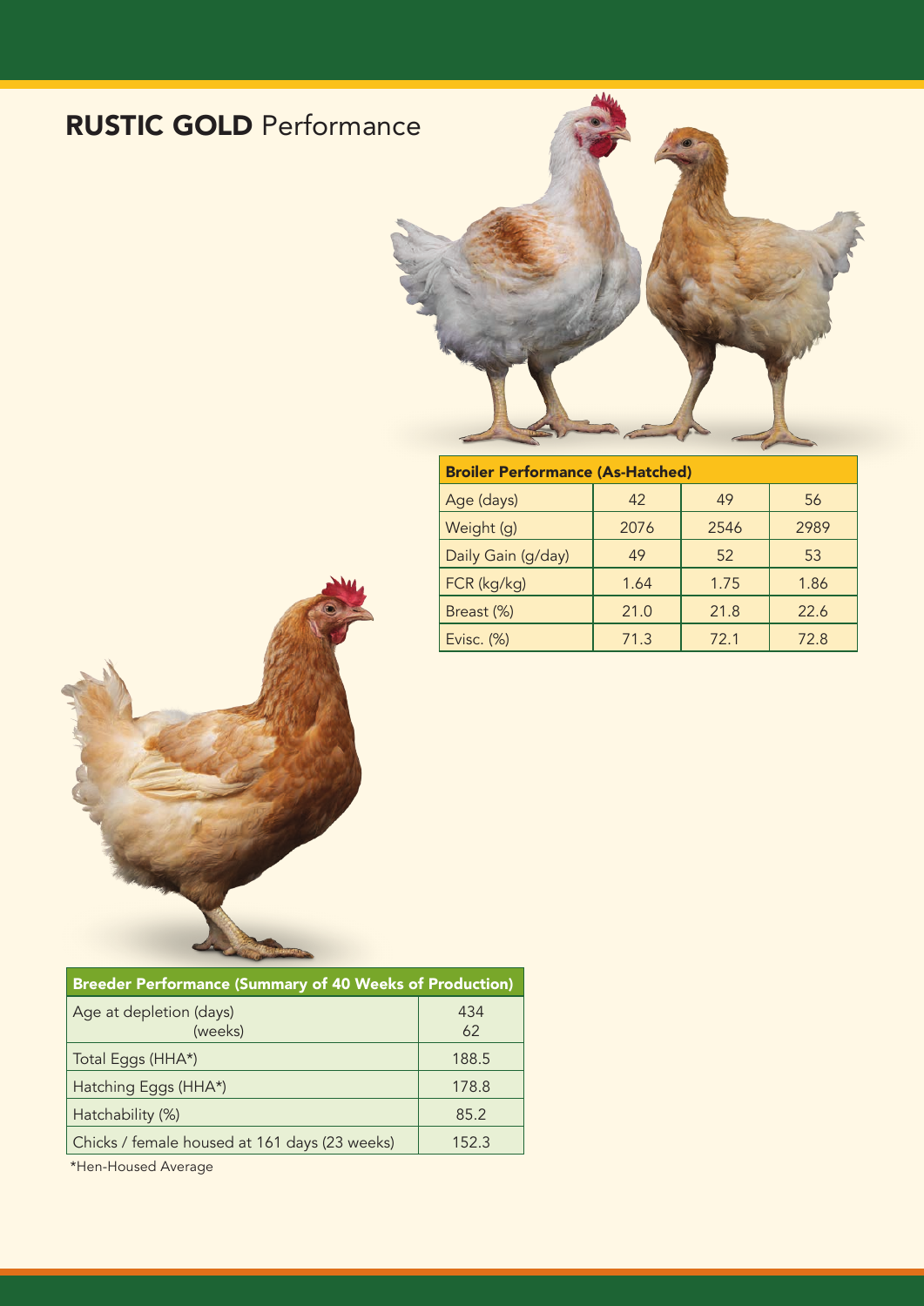# **RUSTIC GOLD** Performance

| Broiler Performance (As-Hatched) | | | |
|---|---|---|---|
| Age (days) | 42 | 49 | 56 |
| Weight (g) | 2076 | 2546 | 2989 |
| Daily Gain (g/day) | 49 | 52 | 53 |
| FCR (kg/kg) | 1.64 | 1.75 | 1.86 |
| Breast (%) | 21.0 | 21.8 | 22.6 |
| Evisc. (%) | 71.3 | 72.1 | 72.8 |

| Breeder Performance (Summary of 40 Weeks of Production) | |
|---|---|
| Age at depletion (days)<br>(weeks) | 434<br>62 |
| Total Eggs (HHA*) | 188.5 |
| Hatching Eggs (HHA*) | 178.8 |
| Hatchability (%) | 85.2 |
| Chicks / female housed at 161 days (23 weeks) | 152.3 |

*Hen-Housed Average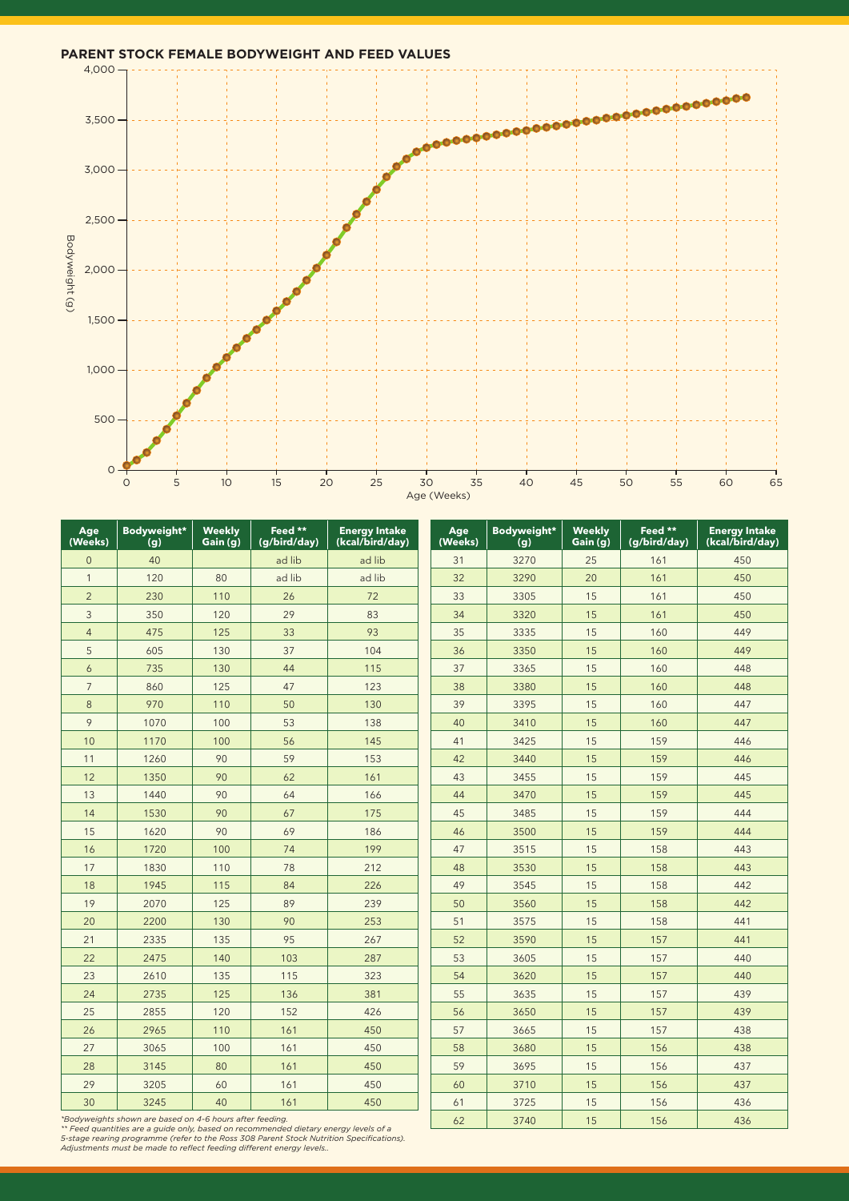## PARENT STOCK FEMALE BODYWEIGHT AND FEED VALUES

| Age (Weeks) | Bodyweight* (g) | Weekly Gain (g) | Feed ** (g/bird/day) | Energy Intake (kcal/bird/day) |
|---|---|---|---|---|
| 0 | 40 | | ad lib | ad lib |
| 1 | 120 | 80 | ad lib | ad lib |
| 2 | 230 | 110 | 26 | 72 |
| 3 | 350 | 120 | 29 | 83 |
| 4 | 475 | 125 | 33 | 93 |
| 5 | 605 | 130 | 37 | 104 |
| 6 | 735 | 130 | 44 | 115 |
| 7 | 860 | 125 | 47 | 123 |
| 8 | 970 | 110 | 50 | 130 |
| 9 | 1070 | 100 | 53 | 138 |
| 10 | 1170 | 100 | 56 | 145 |
| 11 | 1260 | 90 | 59 | 153 |
| 12 | 1350 | 90 | 62 | 161 |
| 13 | 1440 | 90 | 64 | 166 |
| 14 | 1530 | 90 | 67 | 175 |
| 15 | 1620 | 90 | 69 | 186 |
| 16 | 1720 | 100 | 74 | 199 |
| 17 | 1830 | 110 | 78 | 212 |
| 18 | 1945 | 115 | 84 | 226 |
| 19 | 2070 | 125 | 89 | 239 |
| 20 | 2200 | 130 | 90 | 253 |
| 21 | 2335 | 135 | 95 | 267 |
| 22 | 2475 | 140 | 103 | 287 |
| 23 | 2610 | 135 | 115 | 323 |
| 24 | 2735 | 125 | 136 | 381 |
| 25 | 2855 | 120 | 152 | 426 |
| 26 | 2965 | 110 | 161 | 450 |
| 27 | 3065 | 100 | 161 | 450 |
| 28 | 3145 | 80 | 161 | 450 |
| 29 | 3205 | 60 | 161 | 450 |
| 30 | 3245 | 40 | 161 | 450 |
| 31 | 3270 | 25 | 161 | 450 |
| 32 | 3290 | 20 | 161 | 450 |
| 33 | 3305 | 15 | 161 | 450 |
| 34 | 3320 | 15 | 161 | 450 |
| 35 | 3335 | 15 | 160 | 449 |
| 36 | 3350 | 15 | 160 | 449 |
| 37 | 3365 | 15 | 160 | 448 |
| 38 | 3380 | 15 | 160 | 448 |
| 39 | 3395 | 15 | 160 | 447 |
| 40 | 3410 | 15 | 160 | 447 |
| 41 | 3425 | 15 | 159 | 446 |
| 42 | 3440 | 15 | 159 | 446 |
| 43 | 3455 | 15 | 159 | 445 |
| 44 | 3470 | 15 | 159 | 445 |
| 45 | 3485 | 15 | 159 | 444 |
| 46 | 3500 | 15 | 159 | 444 |
| 47 | 3515 | 15 | 158 | 443 |
| 48 | 3530 | 15 | 158 | 443 |
| 49 | 3545 | 15 | 158 | 442 |
| 50 | 3560 | 15 | 158 | 442 |
| 51 | 3575 | 15 | 158 | 441 |
| 52 | 3590 | 15 | 157 | 441 |
| 53 | 3605 | 15 | 157 | 440 |
| 54 | 3620 | 15 | 157 | 440 |
| 55 | 3635 | 15 | 157 | 439 |
| 56 | 3650 | 15 | 157 | 439 |
| 57 | 3665 | 15 | 157 | 438 |
| 58 | 3680 | 15 | 156 | 438 |
| 59 | 3695 | 15 | 156 | 437 |
| 60 | 3710 | 15 | 156 | 437 |
| 61 | 3725 | 15 | 156 | 436 |
| 62 | 3740 | 15 | 156 | 436 |

*Bodyweights shown are based on 4-6 hours after feeding.

** Feed quantities are a guide only, based on recommended dietary energy levels of a 5-stage rearing programme (refer to the Ross 308 Parent Stock Nutrition Specifications). Adjustments must be made to reflect feeding different energy levels..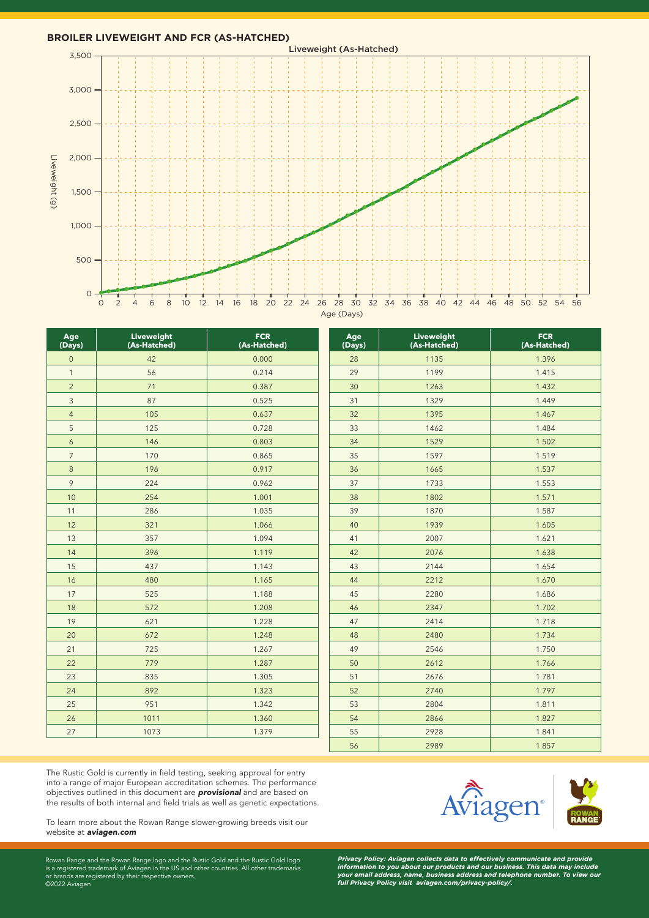## BROILER LIVEWEIGHT AND FCR (AS-HATCHED)

Liveweight (As-Hatched)

Liveweight (g)

3,500
3,000
2,500
2,000
1,500
1,000
500
0

0 2 4 6 8 10 12 14 16 18 20 22 24 26 28 30 32 34 36 38 40 42 44 46 48 50 52 54 56

Age (Days)

| Age (Days) | Liveweight (As-Hatched) | FCR (As-Hatched) |
|---|---|---|
| 0 | 42 | 0.000 |
| 1 | 56 | 0.214 |
| 2 | 71 | 0.387 |
| 3 | 87 | 0.525 |
| 4 | 105 | 0.637 |
| 5 | 125 | 0.728 |
| 6 | 146 | 0.803 |
| 7 | 170 | 0.865 |
| 8 | 196 | 0.917 |
| 9 | 224 | 0.962 |
| 10 | 254 | 1.001 |
| 11 | 286 | 1.035 |
| 12 | 321 | 1.066 |
| 13 | 357 | 1.094 |
| 14 | 396 | 1.119 |
| 15 | 437 | 1.143 |
| 16 | 480 | 1.165 |
| 17 | 525 | 1.188 |
| 18 | 572 | 1.208 |
| 19 | 621 | 1.228 |
| 20 | 672 | 1.248 |
| 21 | 725 | 1.267 |
| 22 | 779 | 1.287 |
| 23 | 835 | 1.305 |
| 24 | 892 | 1.323 |
| 25 | 951 | 1.342 |
| 26 | 1011 | 1.360 |
| 27 | 1073 | 1.379 |
| 28 | 1135 | 1.396 |
| 29 | 1199 | 1.415 |
| 30 | 1263 | 1.432 |
| 31 | 1329 | 1.449 |
| 32 | 1395 | 1.467 |
| 33 | 1462 | 1.484 |
| 34 | 1529 | 1.502 |
| 35 | 1597 | 1.519 |
| 36 | 1665 | 1.537 |
| 37 | 1733 | 1.553 |
| 38 | 1802 | 1.571 |
| 39 | 1870 | 1.587 |
| 40 | 1939 | 1.605 |
| 41 | 2007 | 1.621 |
| 42 | 2076 | 1.638 |
| 43 | 2144 | 1.654 |
| 44 | 2212 | 1.670 |
| 45 | 2280 | 1.686 |
| 46 | 2347 | 1.702 |
| 47 | 2414 | 1.718 |
| 48 | 2480 | 1.734 |
| 49 | 2546 | 1.750 |
| 50 | 2612 | 1.766 |
| 51 | 2676 | 1.781 |
| 52 | 2740 | 1.797 |
| 53 | 2804 | 1.811 |
| 54 | 2866 | 1.827 |
| 55 | 2928 | 1.841 |
| 56 | 2989 | 1.857 |

The Rustic Gold is currently in field testing, seeking approval for entry into a range of major European accreditation schemes. The performance objectives outlined in this document are ***provisional*** and are based on the results of both internal and field trials as well as genetic expectations.

To learn more about the Rowan Range slower-growing breeds visit our website at ***aviagen.com***

Rowan Range and the Rowan Range logo and the Rustic Gold and the Rustic Gold logo is a registered trademark of Aviagen in the US and other countries. All other trademarks or brands are registered by their respective owners.
©2022 Aviagen

***Privacy Policy: Aviagen collects data to effectively communicate and provide information to you about our products and our business. This data may include your email address, name, business address and telephone number. To view our full Privacy Policy visit aviagen.com/privacy-policy/.***